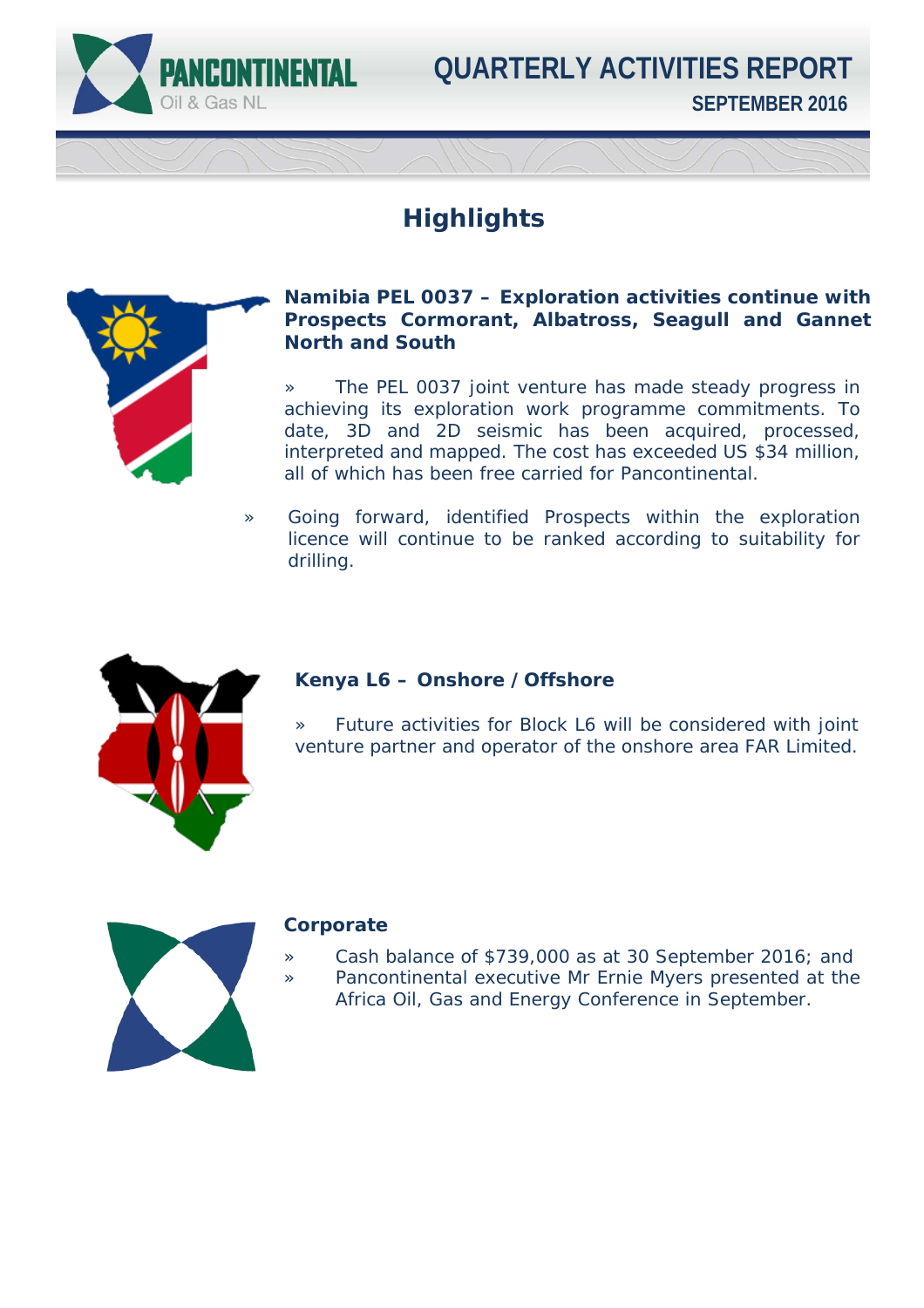# QUARTERLY ACTIVITIES REPORT

**SEPTEMBER 2016**

## Highlights

### Namibia PEL 0037 – Exploration activities continue with Prospects Cormorant, Albatross, Seagull and Gannet North and South

» The PEL 0037 joint venture has made steady progress in achieving its exploration work programme commitments. To date, 3D and 2D seismic has been acquired, processed, interpreted and mapped. The cost has exceeded US $34 million, all of which has been free carried for Pancontinental.

» Going forward, identified Prospects within the exploration licence will continue to be ranked according to suitability for drilling.

### Kenya L6 – Onshore / Offshore

» Future activities for Block L6 will be considered with joint venture partner and operator of the onshore area FAR Limited.

### Corporate

» Cash balance of $739,000 as at 30 September 2016; and

» Pancontinental executive Mr Ernie Myers presented at the Africa Oil, Gas and Energy Conference in September.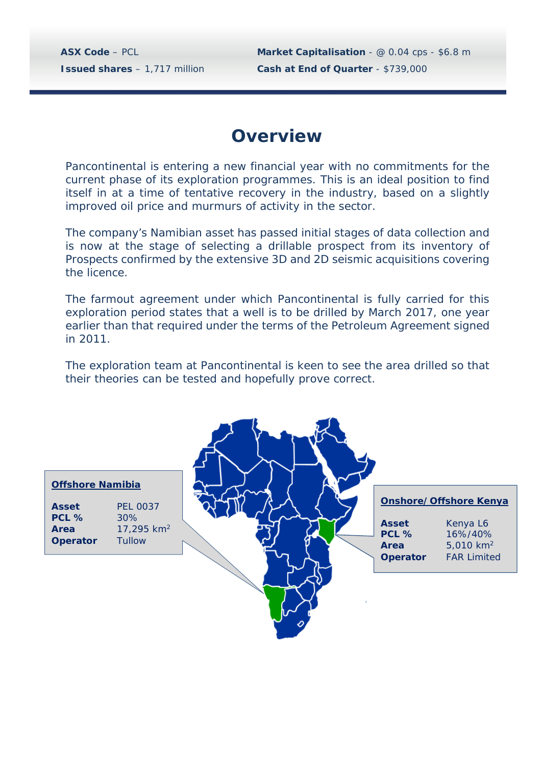**ASX Code** – PCL

**Issued shares** – 1,717 million

**Market Capitalisation** - @ 0.04 cps - $6.8 m

**Cash at End of Quarter** - $739,000

# Overview

Pancontinental is entering a new financial year with no commitments for the current phase of its exploration programmes. This is an ideal position to find itself in at a time of tentative recovery in the industry, based on a slightly improved oil price and murmurs of activity in the sector.

The company's Namibian asset has passed initial stages of data collection and is now at the stage of selecting a drillable prospect from its inventory of Prospects confirmed by the extensive 3D and 2D seismic acquisitions covering the licence.

The farmout agreement under which Pancontinental is fully carried for this exploration period states that a well is to be drilled by March 2017, one year earlier than that required under the terms of the Petroleum Agreement signed in 2011.

The exploration team at Pancontinental is keen to see the area drilled so that their theories can be tested and hopefully prove correct.

**Offshore Namibia**

| | |
|---|---|
| **Asset** | PEL 0037 |
| **PCL %** | 30% |
| **Area** | 17,295 km$^2$ |
| **Operator** | Tullow |

**Onshore/Offshore Kenya**

| | |
|---|---|
| **Asset** | Kenya L6 |
| **PCL %** | 16%/40% |
| **Area** | 5,010 km$^2$ |
| **Operator** | FAR Limited |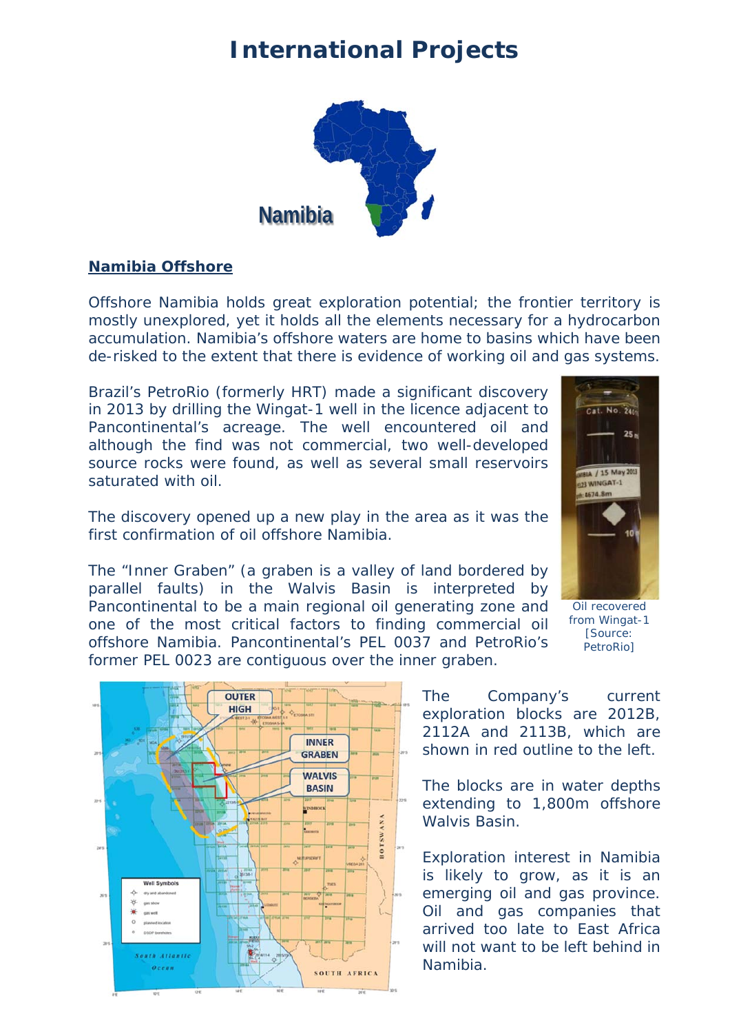# International Projects

## Namibia Offshore

Offshore Namibia holds great exploration potential; the frontier territory is mostly unexplored, yet it holds all the elements necessary for a hydrocarbon accumulation. Namibia's offshore waters are home to basins which have been de-risked to the extent that there is evidence of working oil and gas systems.

Brazil's PetroRio (formerly HRT) made a significant discovery in 2013 by drilling the Wingat-1 well in the licence adjacent to Pancontinental's acreage. The well encountered oil and although the find was not commercial, two well-developed source rocks were found, as well as several small reservoirs saturated with oil.

The discovery opened up a new play in the area as it was the first confirmation of oil offshore Namibia.

Oil recovered from Wingat-1 [Source: PetroRio]

The "Inner Graben" (a graben is a valley of land bordered by parallel faults) in the Walvis Basin is interpreted by Pancontinental to be a main regional oil generating zone and one of the most critical factors to finding commercial oil offshore Namibia. Pancontinental's PEL 0037 and PetroRio's former PEL 0023 are contiguous over the inner graben.

The Company's current exploration blocks are 2012B, 2112A and 2113B, which are shown in red outline to the left.

The blocks are in water depths extending to 1,800m offshore Walvis Basin.

Exploration interest in Namibia is likely to grow, as it is an emerging oil and gas province. Oil and gas companies that arrived too late to East Africa will not want to be left behind in Namibia.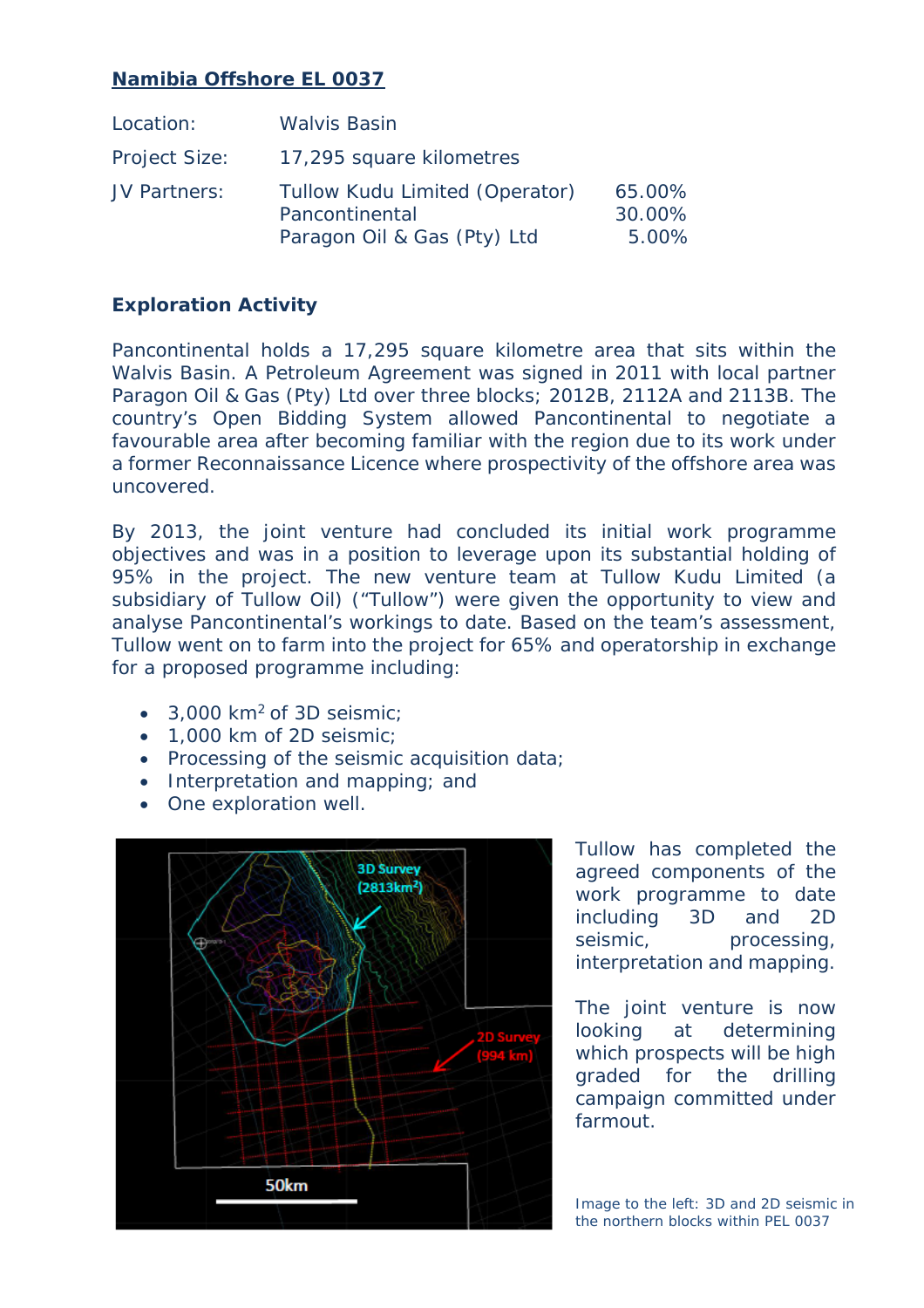## Namibia Offshore EL 0037

| | | |
|---|---|---|
| Location: | Walvis Basin | |
| Project Size: | 17,295 square kilometres | |
| JV Partners: | Tullow Kudu Limited (Operator) | 65.00% |
| | Pancontinental | 30.00% |
| | Paragon Oil & Gas (Pty) Ltd | 5.00% |

### Exploration Activity

Pancontinental holds a 17,295 square kilometre area that sits within the Walvis Basin. A Petroleum Agreement was signed in 2011 with local partner Paragon Oil & Gas (Pty) Ltd over three blocks; 2012B, 2112A and 2113B. The country's Open Bidding System allowed Pancontinental to negotiate a favourable area after becoming familiar with the region due to its work under a former Reconnaissance Licence where prospectivity of the offshore area was uncovered.

By 2013, the joint venture had concluded its initial work programme objectives and was in a position to leverage upon its substantial holding of 95% in the project. The new venture team at Tullow Kudu Limited (a subsidiary of Tullow Oil) ("Tullow") were given the opportunity to view and analyse Pancontinental's workings to date. Based on the team's assessment, Tullow went on to farm into the project for 65% and operatorship in exchange for a proposed programme including:

- 3,000 km$^2$ of 3D seismic;
- 1,000 km of 2D seismic;
- Processing of the seismic acquisition data;
- Interpretation and mapping; and
- One exploration well.

Tullow has completed the agreed components of the work programme to date including 3D and 2D seismic, processing, interpretation and mapping.

The joint venture is now looking at determining which prospects will be high graded for the drilling campaign committed under farmout.

Image to the left: 3D and 2D seismic in the northern blocks within PEL 0037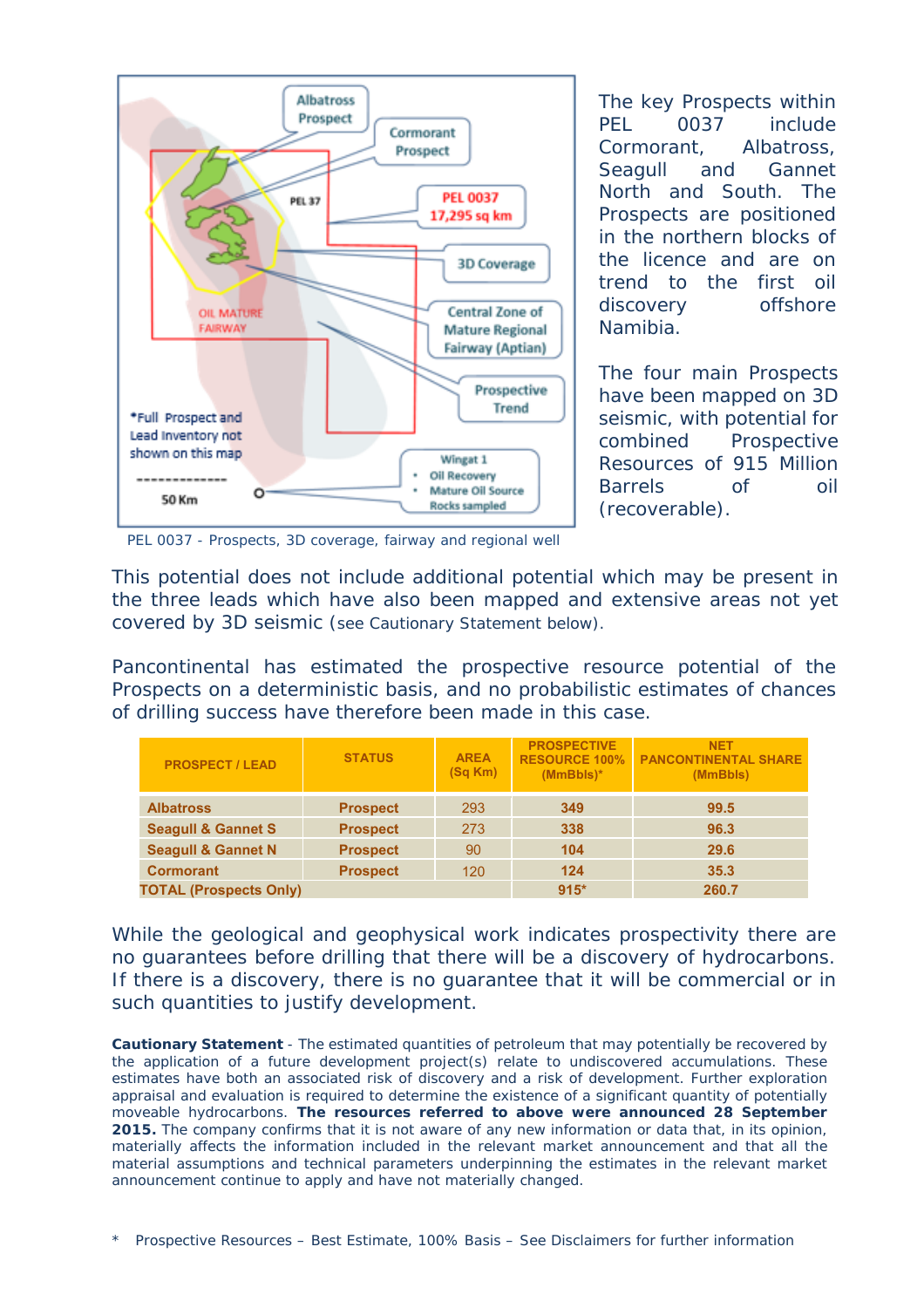PEL 0037 - Prospects, 3D coverage, fairway and regional well

The key Prospects within PEL 0037 include Cormorant, Albatross, Seagull and Gannet North and South. The Prospects are positioned in the northern blocks of the licence and are on trend to the first oil discovery offshore Namibia.

The four main Prospects have been mapped on 3D seismic, with potential for combined Prospective Resources of 915 Million Barrels of oil (recoverable).

This potential does not include additional potential which may be present in the three leads which have also been mapped and extensive areas not yet covered by 3D seismic (see Cautionary Statement below).

Pancontinental has estimated the prospective resource potential of the Prospects on a deterministic basis, and no probabilistic estimates of chances of drilling success have therefore been made in this case.

| PROSPECT / LEAD | STATUS | AREA (Sq Km) | PROSPECTIVE RESOURCE 100% (MmBbls)* | NET PANCONTINENTAL SHARE (MmBbls) |
|---|---|---|---|---|
| Albatross | Prospect | 293 | 349 | 99.5 |
| Seagull & Gannet S | Prospect | 273 | 338 | 96.3 |
| Seagull & Gannet N | Prospect | 90 | 104 | 29.6 |
| Cormorant | Prospect | 120 | 124 | 35.3 |
| TOTAL (Prospects Only) | | | 915* | 260.7 |

While the geological and geophysical work indicates prospectivity there are no guarantees before drilling that there will be a discovery of hydrocarbons. If there is a discovery, there is no guarantee that it will be commercial or in such quantities to justify development.

**Cautionary Statement** - The estimated quantities of petroleum that may potentially be recovered by the application of a future development project(s) relate to undiscovered accumulations. These estimates have both an associated risk of discovery and a risk of development. Further exploration appraisal and evaluation is required to determine the existence of a significant quantity of potentially moveable hydrocarbons. **The resources referred to above were announced 28 September 2015.** The company confirms that it is not aware of any new information or data that, in its opinion, materially affects the information included in the relevant market announcement and that all the material assumptions and technical parameters underpinning the estimates in the relevant market announcement continue to apply and have not materially changed.

\* Prospective Resources – Best Estimate, 100% Basis – See Disclaimers for further information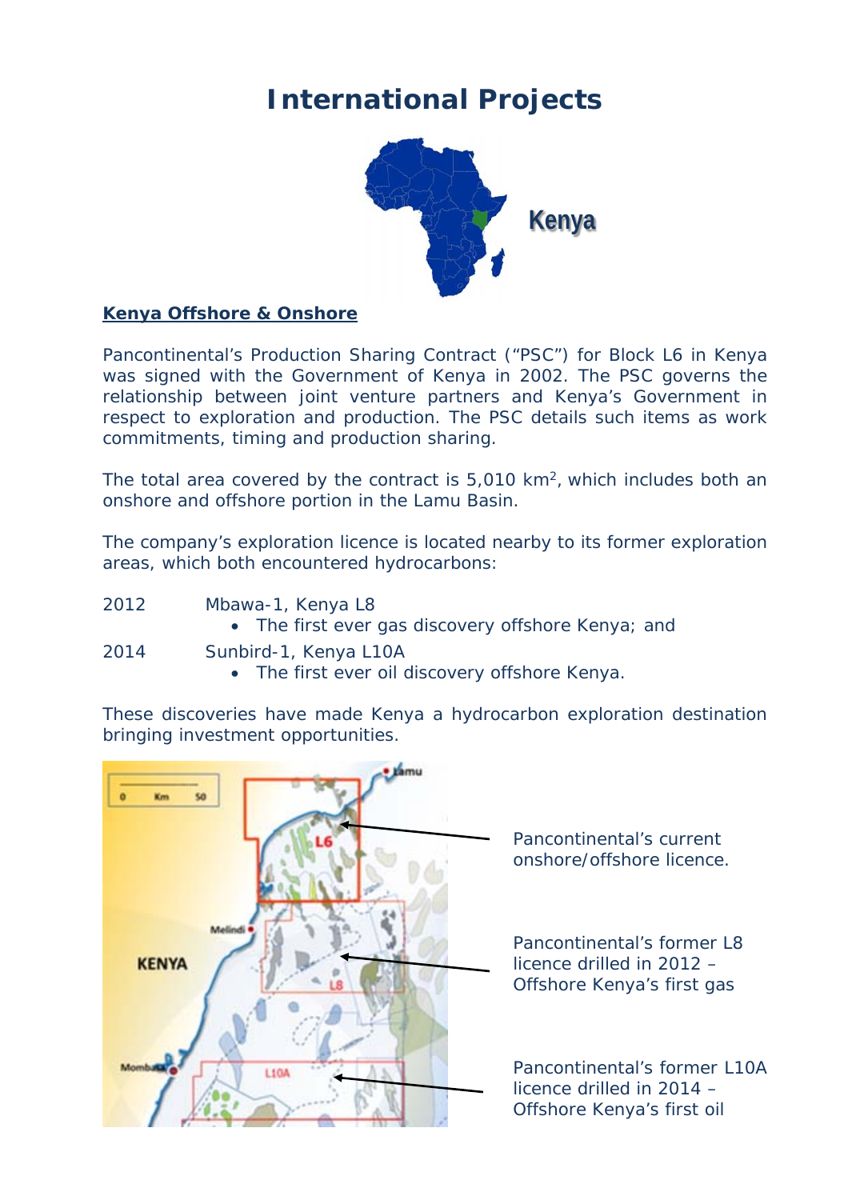# International Projects

Kenya

## Kenya Offshore & Onshore

Pancontinental's Production Sharing Contract ("PSC") for Block L6 in Kenya was signed with the Government of Kenya in 2002. The PSC governs the relationship between joint venture partners and Kenya's Government in respect to exploration and production. The PSC details such items as work commitments, timing and production sharing.

The total area covered by the contract is 5,010 km$^2$, which includes both an onshore and offshore portion in the Lamu Basin.

The company's exploration licence is located nearby to its former exploration areas, which both encountered hydrocarbons:

2012 Mbawa-1, Kenya L8

- The first ever gas discovery offshore Kenya; and

2014 Sunbird-1, Kenya L10A

- The first ever oil discovery offshore Kenya.

These discoveries have made Kenya a hydrocarbon exploration destination bringing investment opportunities.

Pancontinental's current onshore/offshore licence.

Pancontinental's former L8 licence drilled in 2012 – Offshore Kenya's first gas

Pancontinental's former L10A licence drilled in 2014 – Offshore Kenya's first oil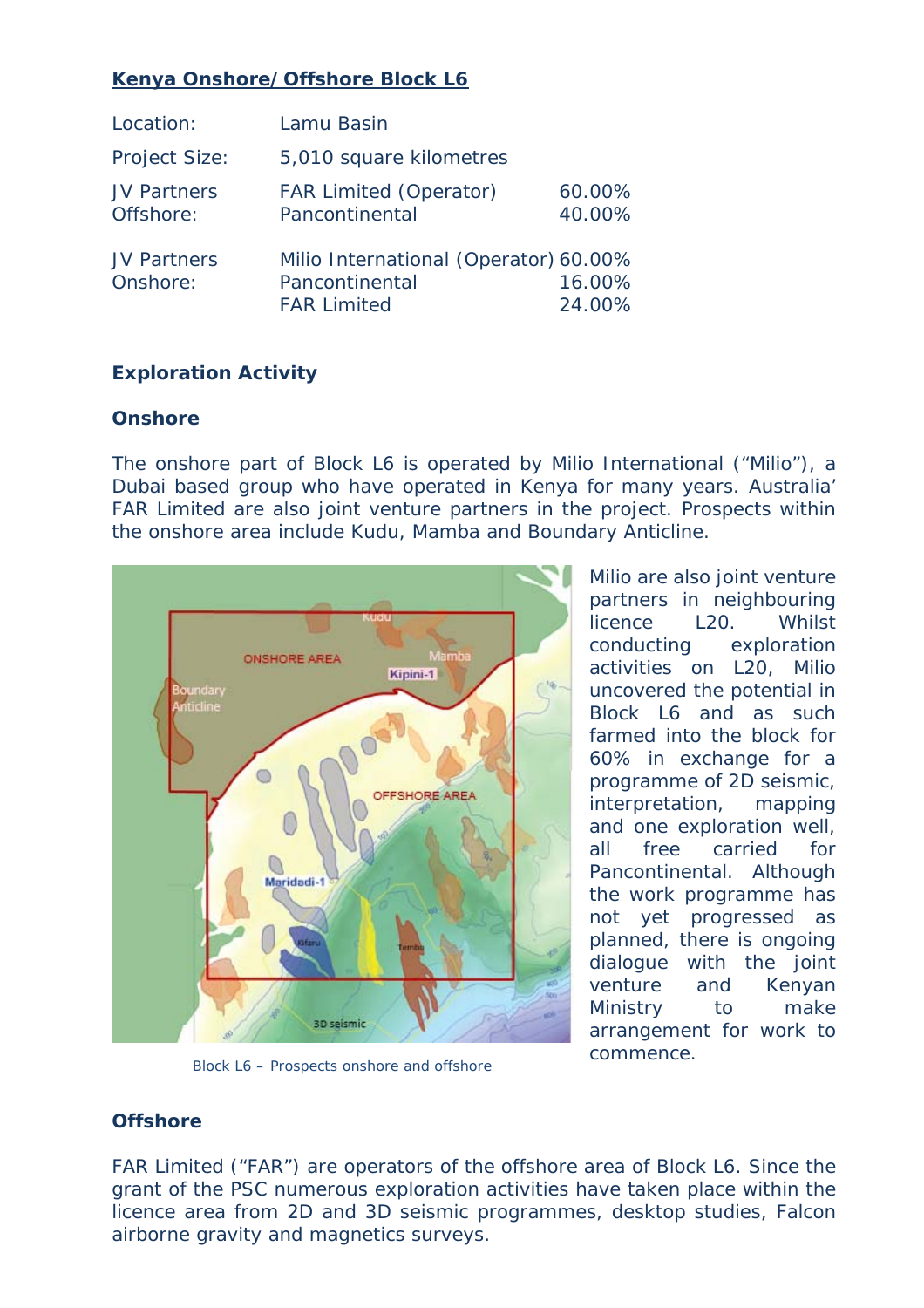## Kenya Onshore/Offshore Block L6

| | | |
|---|---|---|
| Location: | Lamu Basin | |
| Project Size: | 5,010 square kilometres | |
| JV Partners Offshore: | FAR Limited (Operator) | 60.00% |
| | Pancontinental | 40.00% |
| JV Partners Onshore: | Milio International (Operator) | 60.00% |
| | Pancontinental | 16.00% |
| | FAR Limited | 24.00% |

### Exploration Activity

### Onshore

The onshore part of Block L6 is operated by Milio International ("Milio"), a Dubai based group who have operated in Kenya for many years. Australia' FAR Limited are also joint venture partners in the project. Prospects within the onshore area include Kudu, Mamba and Boundary Anticline.

Block L6 – Prospects onshore and offshore

Milio are also joint venture partners in neighbouring licence L20. Whilst conducting exploration activities on L20, Milio uncovered the potential in Block L6 and as such farmed into the block for 60% in exchange for a programme of 2D seismic, interpretation, mapping and one exploration well, all free carried for Pancontinental. Although the work programme has not yet progressed as planned, there is ongoing dialogue with the joint venture and Kenyan Ministry to make arrangement for work to commence.

### Offshore

FAR Limited ("FAR") are operators of the offshore area of Block L6. Since the grant of the PSC numerous exploration activities have taken place within the licence area from 2D and 3D seismic programmes, desktop studies, Falcon airborne gravity and magnetics surveys.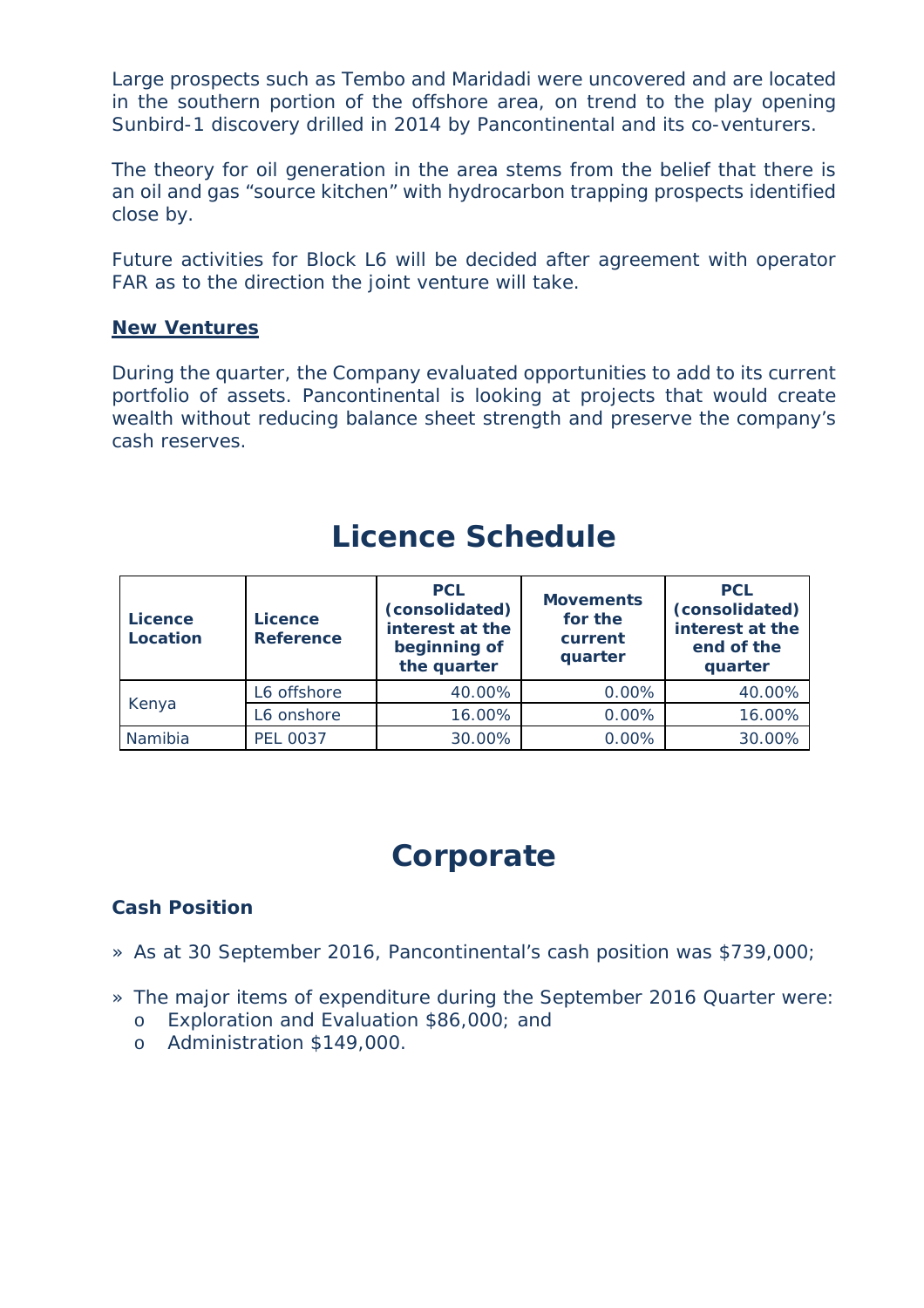Large prospects such as Tembo and Maridadi were uncovered and are located in the southern portion of the offshore area, on trend to the play opening Sunbird-1 discovery drilled in 2014 by Pancontinental and its co-venturers.

The theory for oil generation in the area stems from the belief that there is an oil and gas "source kitchen" with hydrocarbon trapping prospects identified close by.

Future activities for Block L6 will be decided after agreement with operator FAR as to the direction the joint venture will take.

**New Ventures**

During the quarter, the Company evaluated opportunities to add to its current portfolio of assets. Pancontinental is looking at projects that would create wealth without reducing balance sheet strength and preserve the company's cash reserves.

# Licence Schedule

| Licence Location | Licence Reference | PCL (consolidated) interest at the beginning of the quarter | Movements for the current quarter | PCL (consolidated) interest at the end of the quarter |
|---|---|---|---|---|
| Kenya | L6 offshore | 40.00% | 0.00% | 40.00% |
| | L6 onshore | 16.00% | 0.00% | 16.00% |
| Namibia | PEL 0037 | 30.00% | 0.00% | 30.00% |

# Corporate

### Cash Position

- As at 30 September 2016, Pancontinental's cash position was $739,000;
- The major items of expenditure during the September 2016 Quarter were:
  - Exploration and Evaluation $86,000; and
  - Administration $149,000.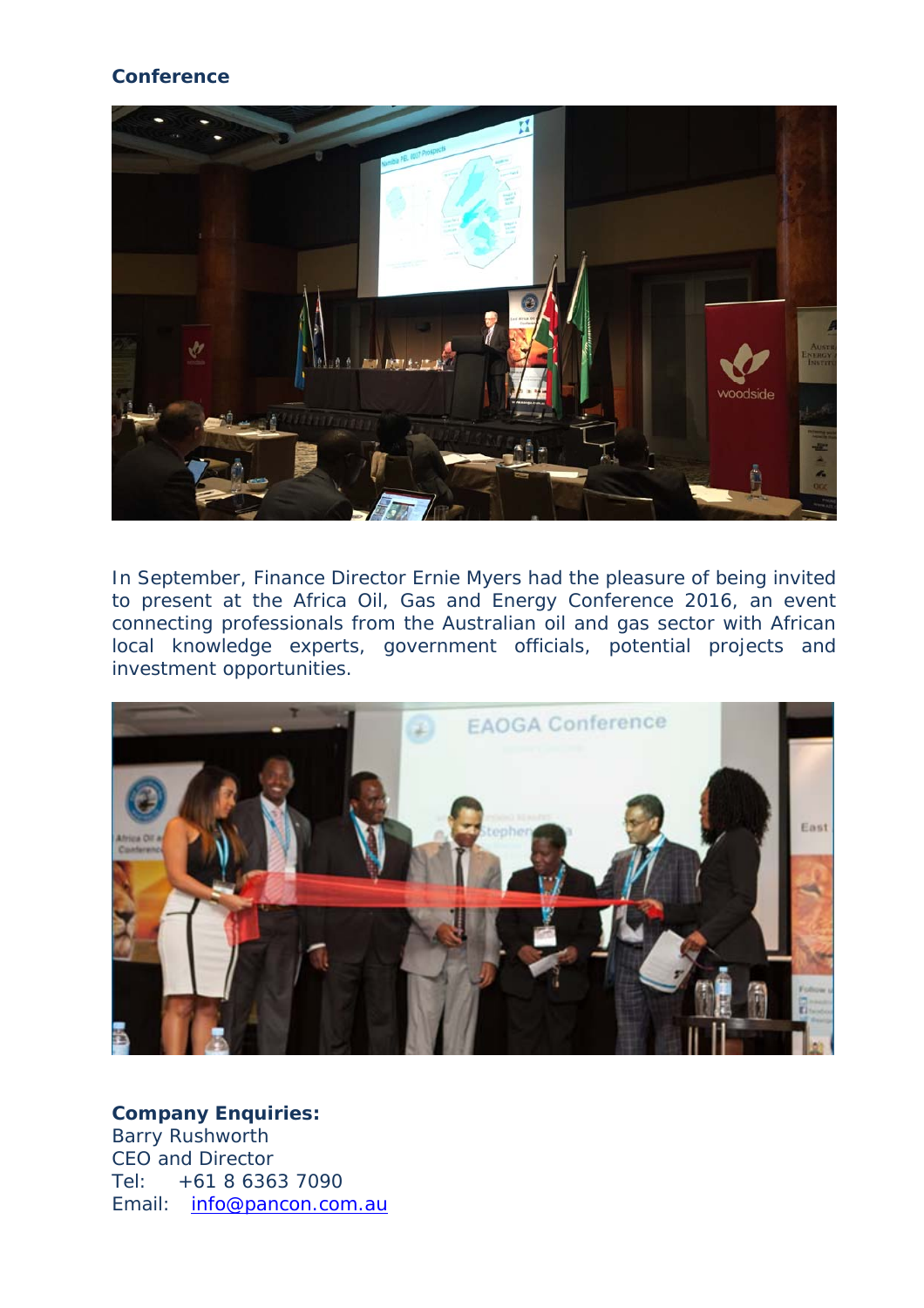**Conference**

In September, Finance Director Ernie Myers had the pleasure of being invited to present at the Africa Oil, Gas and Energy Conference 2016, an event connecting professionals from the Australian oil and gas sector with African local knowledge experts, government officials, potential projects and investment opportunities.

**Company Enquiries:**
Barry Rushworth
CEO and Director
Tel: +61 8 6363 7090
Email: info@pancon.com.au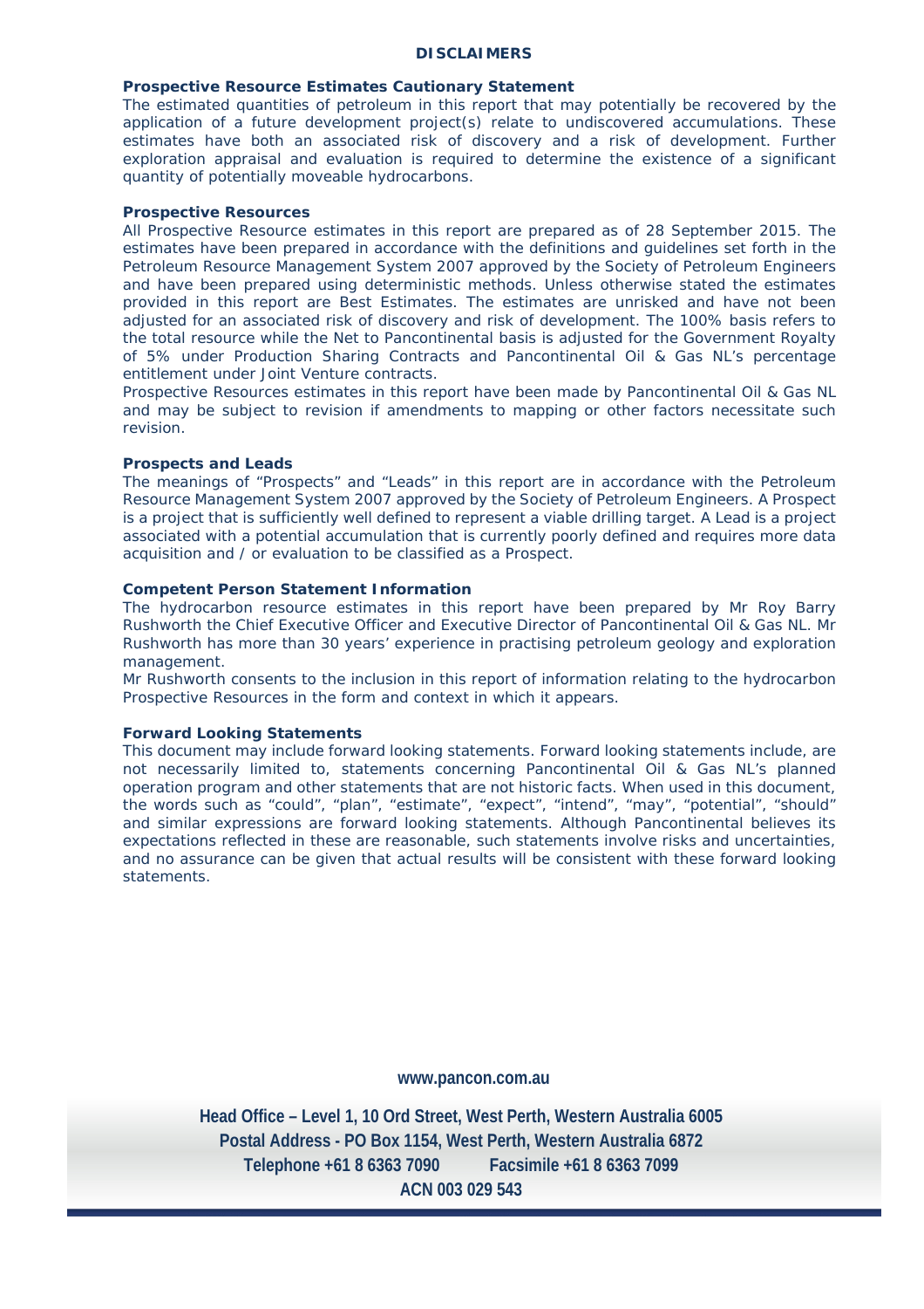# DISCLAIMERS

**Prospective Resource Estimates Cautionary Statement**

The estimated quantities of petroleum in this report that may potentially be recovered by the application of a future development project(s) relate to undiscovered accumulations. These estimates have both an associated risk of discovery and a risk of development. Further exploration appraisal and evaluation is required to determine the existence of a significant quantity of potentially moveable hydrocarbons.

**Prospective Resources**

All Prospective Resource estimates in this report are prepared as of 28 September 2015. The estimates have been prepared in accordance with the definitions and guidelines set forth in the Petroleum Resource Management System 2007 approved by the Society of Petroleum Engineers and have been prepared using deterministic methods. Unless otherwise stated the estimates provided in this report are Best Estimates. The estimates are unrisked and have not been adjusted for an associated risk of discovery and risk of development. The 100% basis refers to the total resource while the Net to Pancontinental basis is adjusted for the Government Royalty of 5% under Production Sharing Contracts and Pancontinental Oil & Gas NL's percentage entitlement under Joint Venture contracts.

Prospective Resources estimates in this report have been made by Pancontinental Oil & Gas NL and may be subject to revision if amendments to mapping or other factors necessitate such revision.

**Prospects and Leads**

The meanings of "Prospects" and "Leads" in this report are in accordance with the Petroleum Resource Management System 2007 approved by the Society of Petroleum Engineers. A Prospect is a project that is sufficiently well defined to represent a viable drilling target. A Lead is a project associated with a potential accumulation that is currently poorly defined and requires more data acquisition and / or evaluation to be classified as a Prospect.

**Competent Person Statement Information**

The hydrocarbon resource estimates in this report have been prepared by Mr Roy Barry Rushworth the Chief Executive Officer and Executive Director of Pancontinental Oil & Gas NL. Mr Rushworth has more than 30 years' experience in practising petroleum geology and exploration management.

Mr Rushworth consents to the inclusion in this report of information relating to the hydrocarbon Prospective Resources in the form and context in which it appears.

**Forward Looking Statements**

This document may include forward looking statements. Forward looking statements include, are not necessarily limited to, statements concerning Pancontinental Oil & Gas NL's planned operation program and other statements that are not historic facts. When used in this document, the words such as "could", "plan", "estimate", "expect", "intend", "may", "potential", "should" and similar expressions are forward looking statements. Although Pancontinental believes its expectations reflected in these are reasonable, such statements involve risks and uncertainties, and no assurance can be given that actual results will be consistent with these forward looking statements.

**www.pancon.com.au**

**Head Office – Level 1, 10 Ord Street, West Perth, Western Australia 6005**
**Postal Address - PO Box 1154, West Perth, Western Australia 6872**
**Telephone +61 8 6363 7090 Facsimile +61 8 6363 7099**
**ACN 003 029 543**